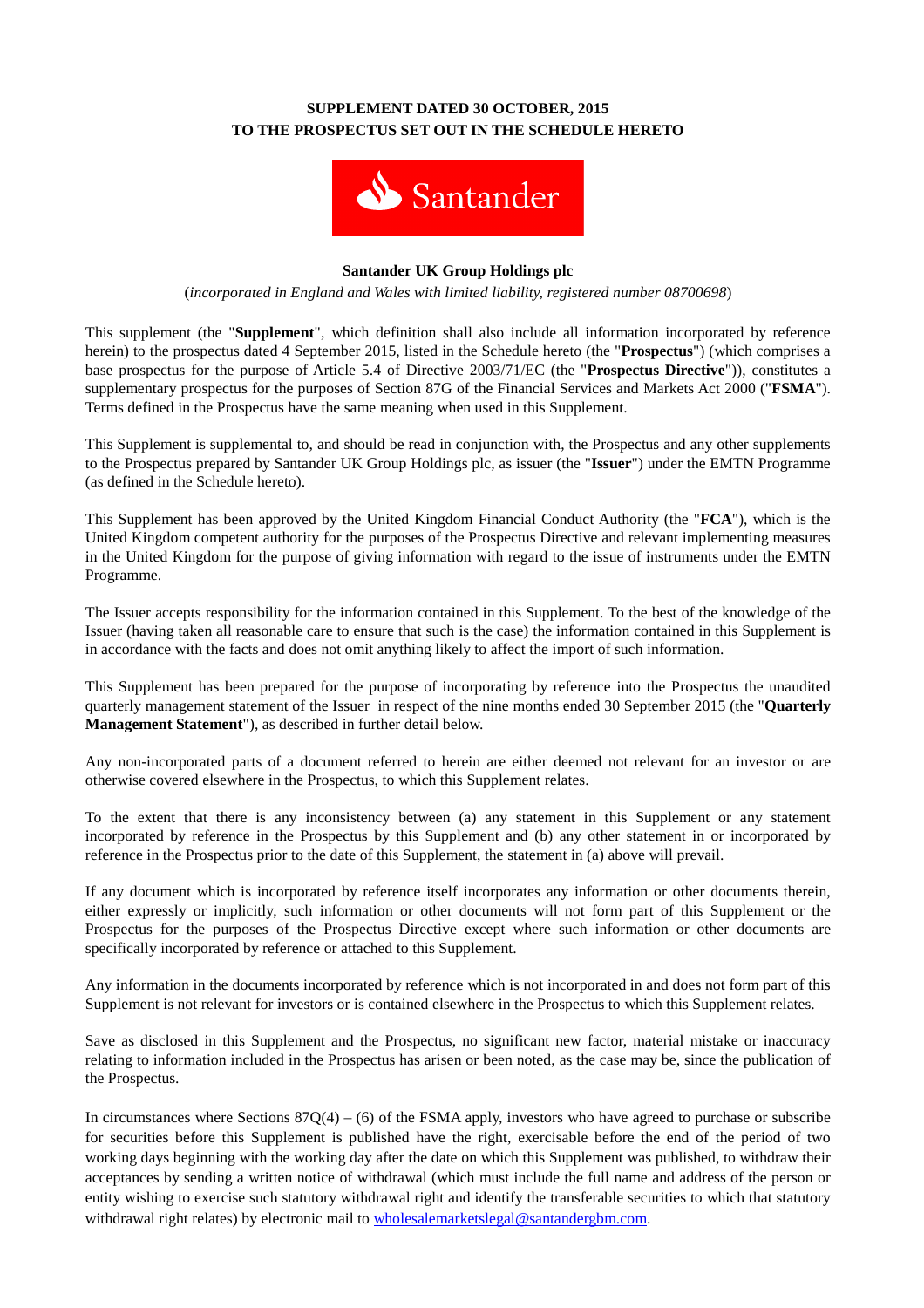**SUPPLEMENT DATED 30 OCTOBER, 2015**
**TO THE PROSPECTUS SET OUT IN THE SCHEDULE HERETO**

**Santander UK Group Holdings plc**

(*incorporated in England and Wales with limited liability, registered number 08700698*)

This supplement (the "**Supplement**", which definition shall also include all information incorporated by reference herein) to the prospectus dated 4 September 2015, listed in the Schedule hereto (the "**Prospectus**") (which comprises a base prospectus for the purpose of Article 5.4 of Directive 2003/71/EC (the "**Prospectus Directive**")), constitutes a supplementary prospectus for the purposes of Section 87G of the Financial Services and Markets Act 2000 ("**FSMA**"). Terms defined in the Prospectus have the same meaning when used in this Supplement.

This Supplement is supplemental to, and should be read in conjunction with, the Prospectus and any other supplements to the Prospectus prepared by Santander UK Group Holdings plc, as issuer (the "**Issuer**") under the EMTN Programme (as defined in the Schedule hereto).

This Supplement has been approved by the United Kingdom Financial Conduct Authority (the "**FCA**"), which is the United Kingdom competent authority for the purposes of the Prospectus Directive and relevant implementing measures in the United Kingdom for the purpose of giving information with regard to the issue of instruments under the EMTN Programme.

The Issuer accepts responsibility for the information contained in this Supplement. To the best of the knowledge of the Issuer (having taken all reasonable care to ensure that such is the case) the information contained in this Supplement is in accordance with the facts and does not omit anything likely to affect the import of such information.

This Supplement has been prepared for the purpose of incorporating by reference into the Prospectus the unaudited quarterly management statement of the Issuer in respect of the nine months ended 30 September 2015 (the "**Quarterly Management Statement**"), as described in further detail below.

Any non-incorporated parts of a document referred to herein are either deemed not relevant for an investor or are otherwise covered elsewhere in the Prospectus, to which this Supplement relates.

To the extent that there is any inconsistency between (a) any statement in this Supplement or any statement incorporated by reference in the Prospectus by this Supplement and (b) any other statement in or incorporated by reference in the Prospectus prior to the date of this Supplement, the statement in (a) above will prevail.

If any document which is incorporated by reference itself incorporates any information or other documents therein, either expressly or implicitly, such information or other documents will not form part of this Supplement or the Prospectus for the purposes of the Prospectus Directive except where such information or other documents are specifically incorporated by reference or attached to this Supplement.

Any information in the documents incorporated by reference which is not incorporated in and does not form part of this Supplement is not relevant for investors or is contained elsewhere in the Prospectus to which this Supplement relates.

Save as disclosed in this Supplement and the Prospectus, no significant new factor, material mistake or inaccuracy relating to information included in the Prospectus has arisen or been noted, as the case may be, since the publication of the Prospectus.

In circumstances where Sections 87Q(4) – (6) of the FSMA apply, investors who have agreed to purchase or subscribe for securities before this Supplement is published have the right, exercisable before the end of the period of two working days beginning with the working day after the date on which this Supplement was published, to withdraw their acceptances by sending a written notice of withdrawal (which must include the full name and address of the person or entity wishing to exercise such statutory withdrawal right and identify the transferable securities to which that statutory withdrawal right relates) by electronic mail to wholesalemarketslegal@santandergbm.com.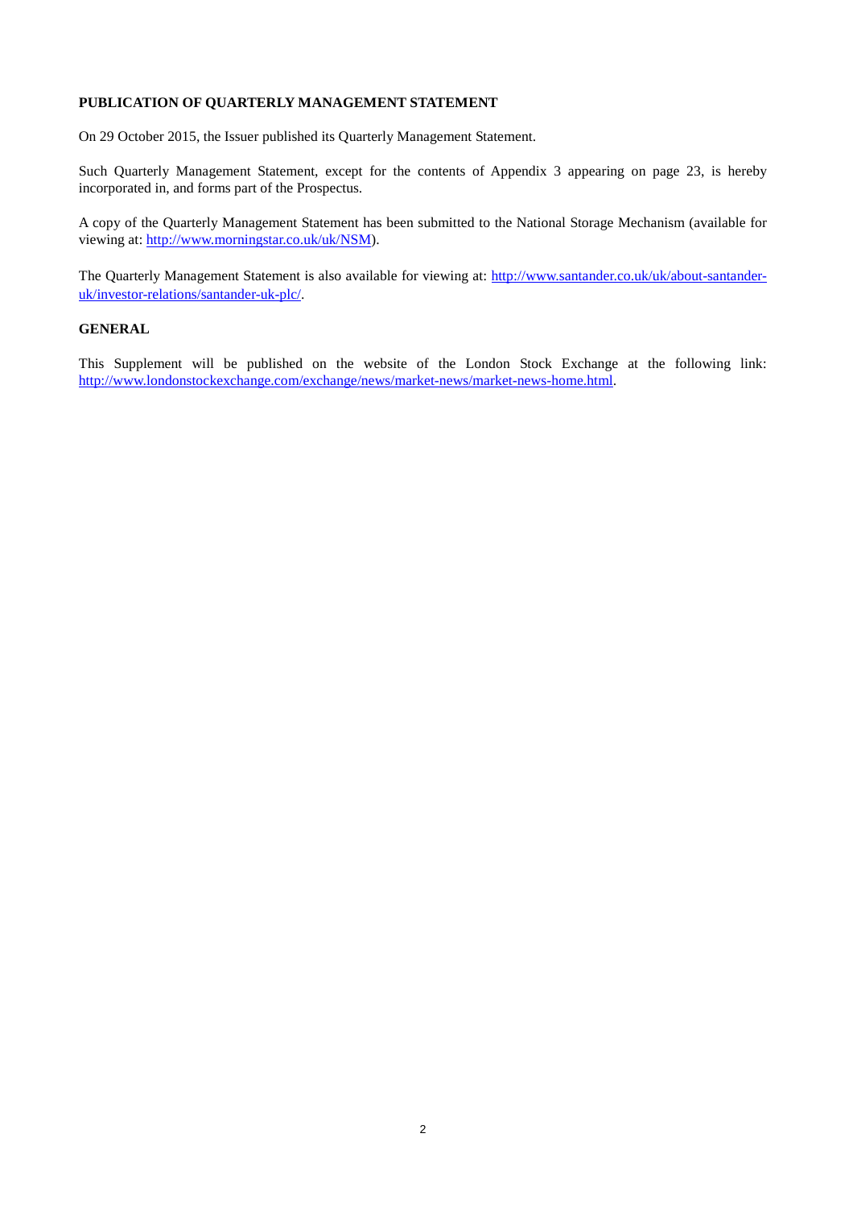**PUBLICATION OF QUARTERLY MANAGEMENT STATEMENT**

On 29 October 2015, the Issuer published its Quarterly Management Statement.

Such Quarterly Management Statement, except for the contents of Appendix 3 appearing on page 23, is hereby incorporated in, and forms part of the Prospectus.

A copy of the Quarterly Management Statement has been submitted to the National Storage Mechanism (available for viewing at: http://www.morningstar.co.uk/uk/NSM).

The Quarterly Management Statement is also available for viewing at: http://www.santander.co.uk/uk/about-santander-uk/investor-relations/santander-uk-plc/.

**GENERAL**

This Supplement will be published on the website of the London Stock Exchange at the following link: http://www.londonstockexchange.com/exchange/news/market-news/market-news-home.html.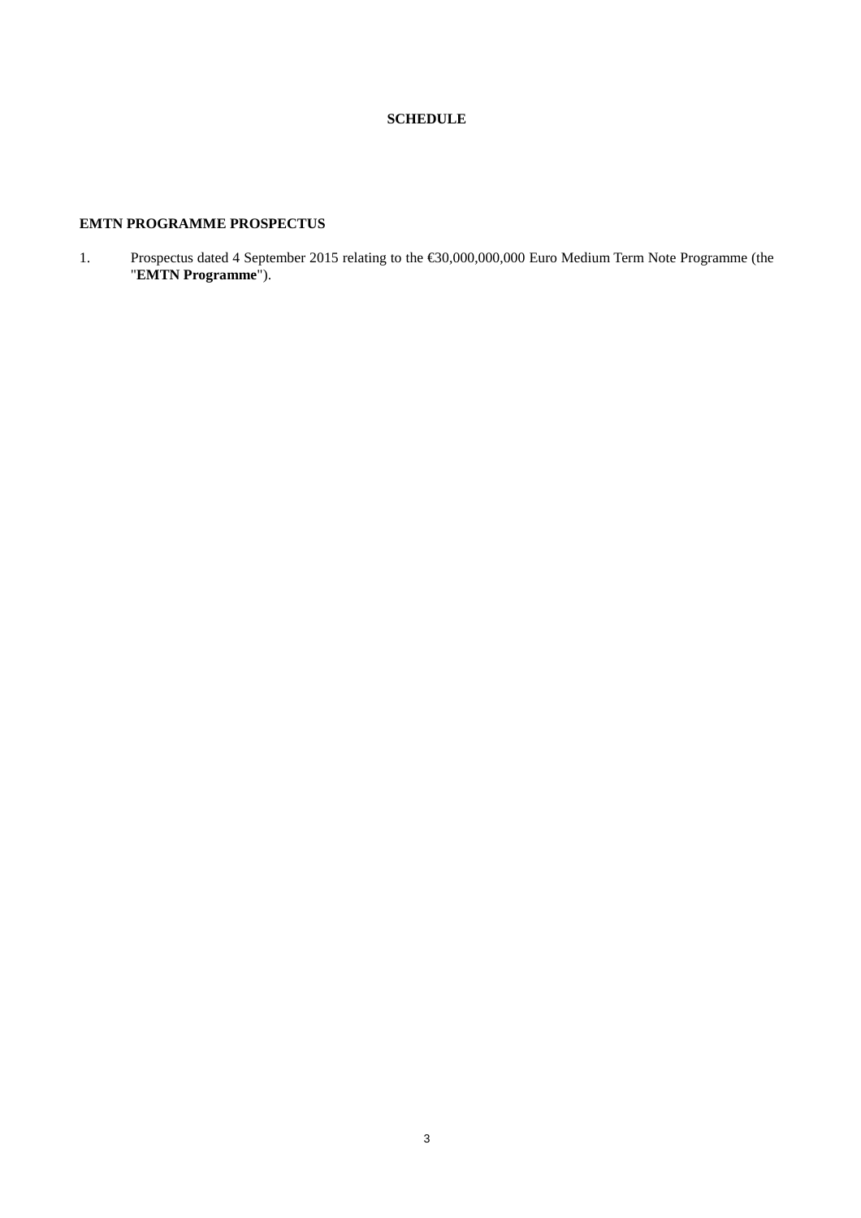**SCHEDULE**

**EMTN PROGRAMME PROSPECTUS**

1. Prospectus dated 4 September 2015 relating to the €30,000,000,000 Euro Medium Term Note Programme (the "**EMTN Programme**").